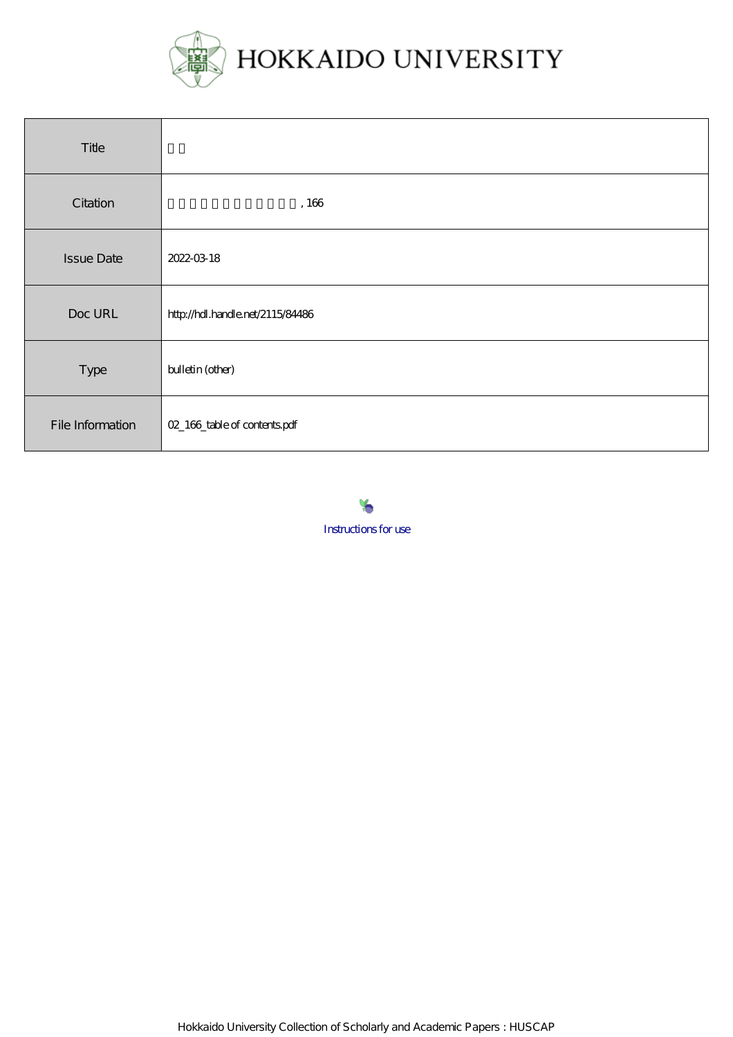# HOKKAIDO UNIVERSITY

| Title | 目次 |
| --- | --- |
| Citation | □□□□□□□□□□□, 166 |
| Issue Date | 2022-03-18 |
| Doc URL | http://hdl.handle.net/2115/84486 |
| Type | bulletin (other) |
| File Information | 02_166_table of contents.pdf |

Instructions for use

Hokkaido University Collection of Scholarly and Academic Papers : HUSCAP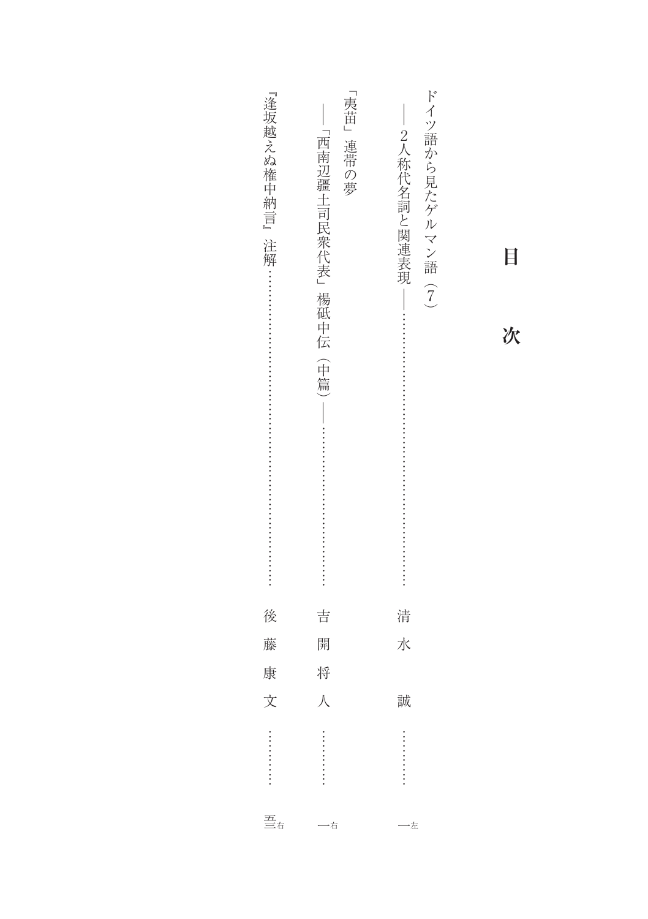# 目次

ドイツ語から見たゲルマン語（7）
——2人称代名詞と関連表現——……………………………………清水　誠…………一左

「夷苗」連帯の夢
——「西南辺疆土司民衆代表」楊砥中伝（中篇）——……………吉開将人…………一右

『逢坂越えぬ権中納言』注解………………………………………後藤康文…………亖右